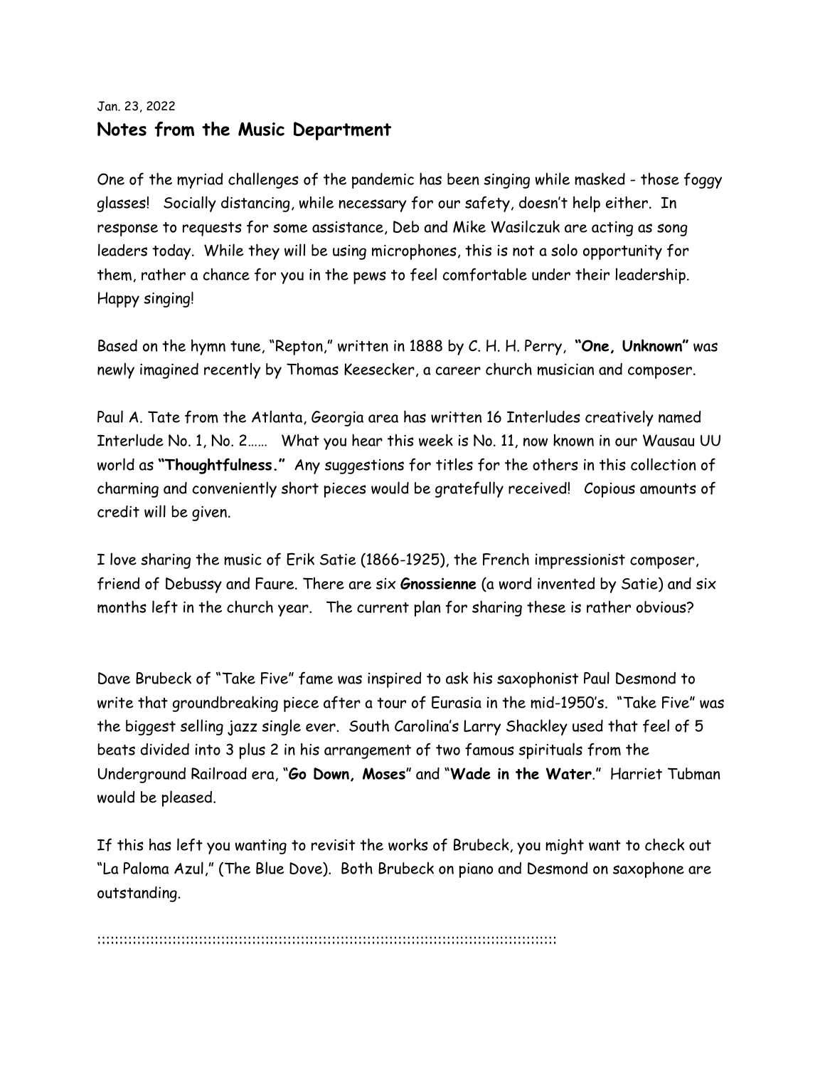Jan. 23, 2022

## Notes from the Music Department

One of the myriad challenges of the pandemic has been singing while masked - those foggy glasses! Socially distancing, while necessary for our safety, doesn't help either. In response to requests for some assistance, Deb and Mike Wasilczuk are acting as song leaders today. While they will be using microphones, this is not a solo opportunity for them, rather a chance for you in the pews to feel comfortable under their leadership. Happy singing!

Based on the hymn tune, "Repton," written in 1888 by C. H. H. Perry, **"One, Unknown"** was newly imagined recently by Thomas Keesecker, a career church musician and composer.

Paul A. Tate from the Atlanta, Georgia area has written 16 Interludes creatively named Interlude No. 1, No. 2…… What you hear this week is No. 11, now known in our Wausau UU world as **"Thoughtfulness."** Any suggestions for titles for the others in this collection of charming and conveniently short pieces would be gratefully received! Copious amounts of credit will be given.

I love sharing the music of Erik Satie (1866-1925), the French impressionist composer, friend of Debussy and Faure. There are six **Gnossienne** (a word invented by Satie) and six months left in the church year. The current plan for sharing these is rather obvious?

Dave Brubeck of "Take Five" fame was inspired to ask his saxophonist Paul Desmond to write that groundbreaking piece after a tour of Eurasia in the mid-1950's. "Take Five" was the biggest selling jazz single ever. South Carolina's Larry Shackley used that feel of 5 beats divided into 3 plus 2 in his arrangement of two famous spirituals from the Underground Railroad era, "**Go Down, Moses**" and "**Wade in the Water**." Harriet Tubman would be pleased.

If this has left you wanting to revisit the works of Brubeck, you might want to check out "La Paloma Azul," (The Blue Dove). Both Brubeck on piano and Desmond on saxophone are outstanding.

::::::::::::::::::::::::::::::::::::::::::::::::::::::::::::::::::::::::::::::::::::::::::::::::::::::::::::::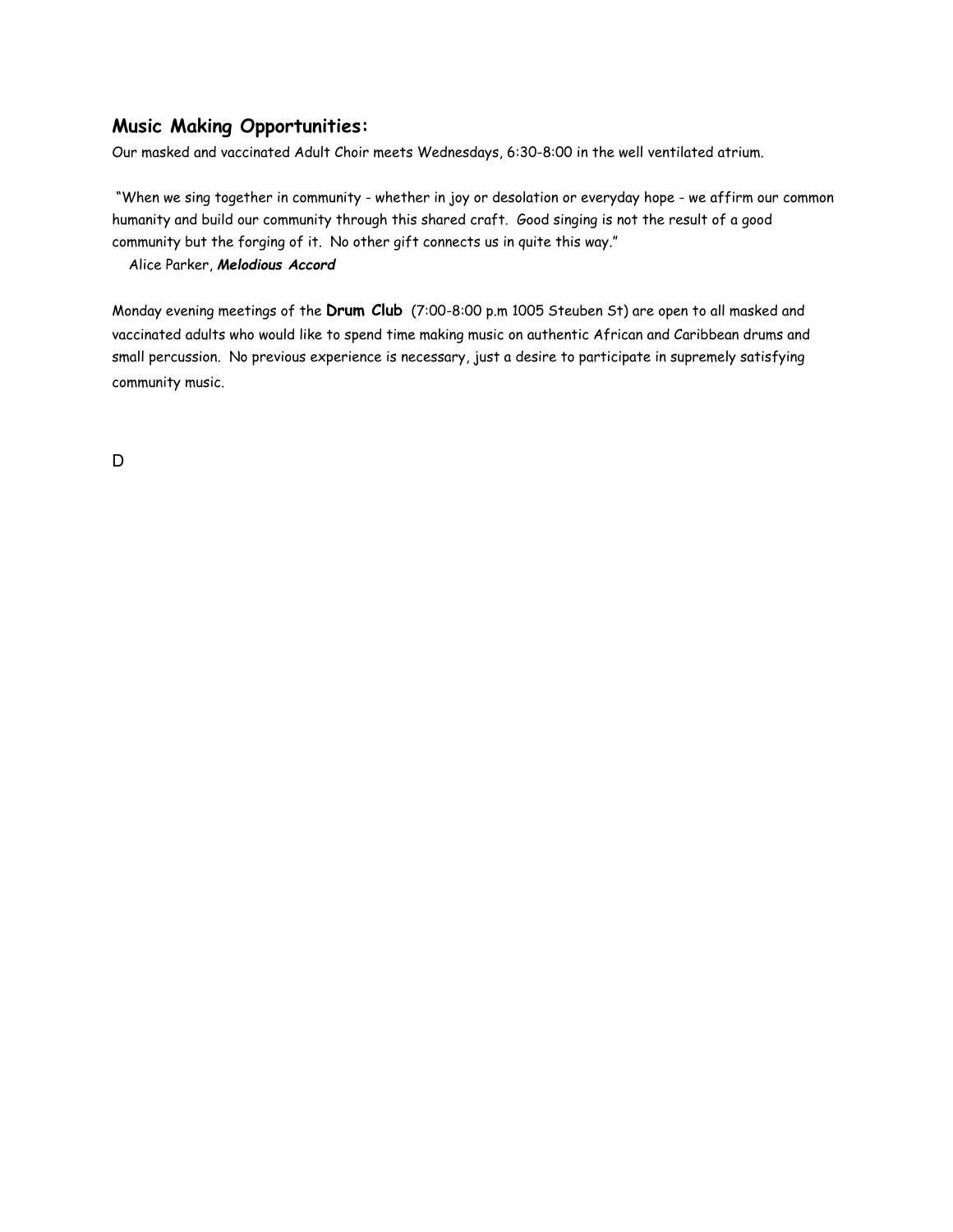## Music Making Opportunities:

Our masked and vaccinated Adult Choir meets Wednesdays, 6:30-8:00 in the well ventilated atrium.

"When we sing together in community - whether in joy or desolation or everyday hope - we affirm our common humanity and build our community through this shared craft. Good singing is not the result of a good community but the forging of it. No other gift connects us in quite this way."

Alice Parker, ***Melodious Accord***

Monday evening meetings of the **Drum Club** (7:00-8:00 p.m 1005 Steuben St) are open to all masked and vaccinated adults who would like to spend time making music on authentic African and Caribbean drums and small percussion. No previous experience is necessary, just a desire to participate in supremely satisfying community music.

D